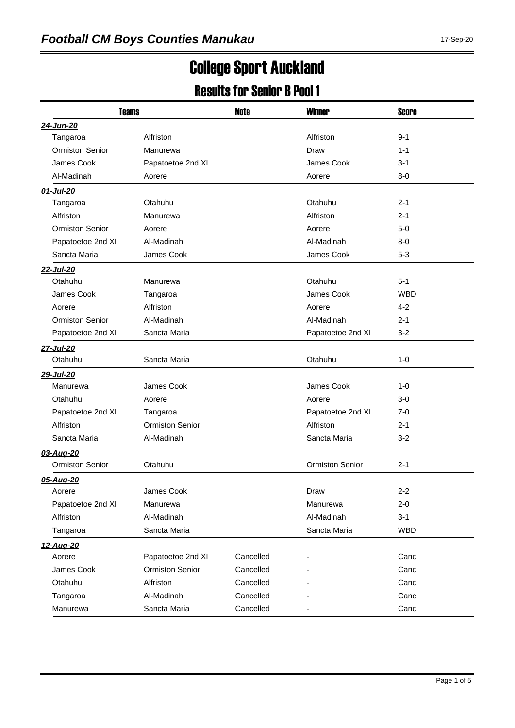# Football CM Boys Counties Manukau

17-Sep-20

# College Sport Auckland

## Results for Senior B Pool 1

| Teams | | Note | Winner | Score |
|---|---|---|---|---|
| ***24-Jun-20*** | | | | |
| Tangaroa | Alfriston | | Alfriston | 9-1 |
| Ormiston Senior | Manurewa | | Draw | 1-1 |
| James Cook | Papatoetoe 2nd XI | | James Cook | 3-1 |
| Al-Madinah | Aorere | | Aorere | 8-0 |
| ***01-Jul-20*** | | | | |
| Tangaroa | Otahuhu | | Otahuhu | 2-1 |
| Alfriston | Manurewa | | Alfriston | 2-1 |
| Ormiston Senior | Aorere | | Aorere | 5-0 |
| Papatoetoe 2nd XI | Al-Madinah | | Al-Madinah | 8-0 |
| Sancta Maria | James Cook | | James Cook | 5-3 |
| ***22-Jul-20*** | | | | |
| Otahuhu | Manurewa | | Otahuhu | 5-1 |
| James Cook | Tangaroa | | James Cook | WBD |
| Aorere | Alfriston | | Aorere | 4-2 |
| Ormiston Senior | Al-Madinah | | Al-Madinah | 2-1 |
| Papatoetoe 2nd XI | Sancta Maria | | Papatoetoe 2nd XI | 3-2 |
| ***27-Jul-20*** | | | | |
| Otahuhu | Sancta Maria | | Otahuhu | 1-0 |
| ***29-Jul-20*** | | | | |
| Manurewa | James Cook | | James Cook | 1-0 |
| Otahuhu | Aorere | | Aorere | 3-0 |
| Papatoetoe 2nd XI | Tangaroa | | Papatoetoe 2nd XI | 7-0 |
| Alfriston | Ormiston Senior | | Alfriston | 2-1 |
| Sancta Maria | Al-Madinah | | Sancta Maria | 3-2 |
| ***03-Aug-20*** | | | | |
| Ormiston Senior | Otahuhu | | Ormiston Senior | 2-1 |
| ***05-Aug-20*** | | | | |
| Aorere | James Cook | | Draw | 2-2 |
| Papatoetoe 2nd XI | Manurewa | | Manurewa | 2-0 |
| Alfriston | Al-Madinah | | Al-Madinah | 3-1 |
| Tangaroa | Sancta Maria | | Sancta Maria | WBD |
| ***12-Aug-20*** | | | | |
| Aorere | Papatoetoe 2nd XI | Cancelled | - | Canc |
| James Cook | Ormiston Senior | Cancelled | - | Canc |
| Otahuhu | Alfriston | Cancelled | - | Canc |
| Tangaroa | Al-Madinah | Cancelled | - | Canc |
| Manurewa | Sancta Maria | Cancelled | - | Canc |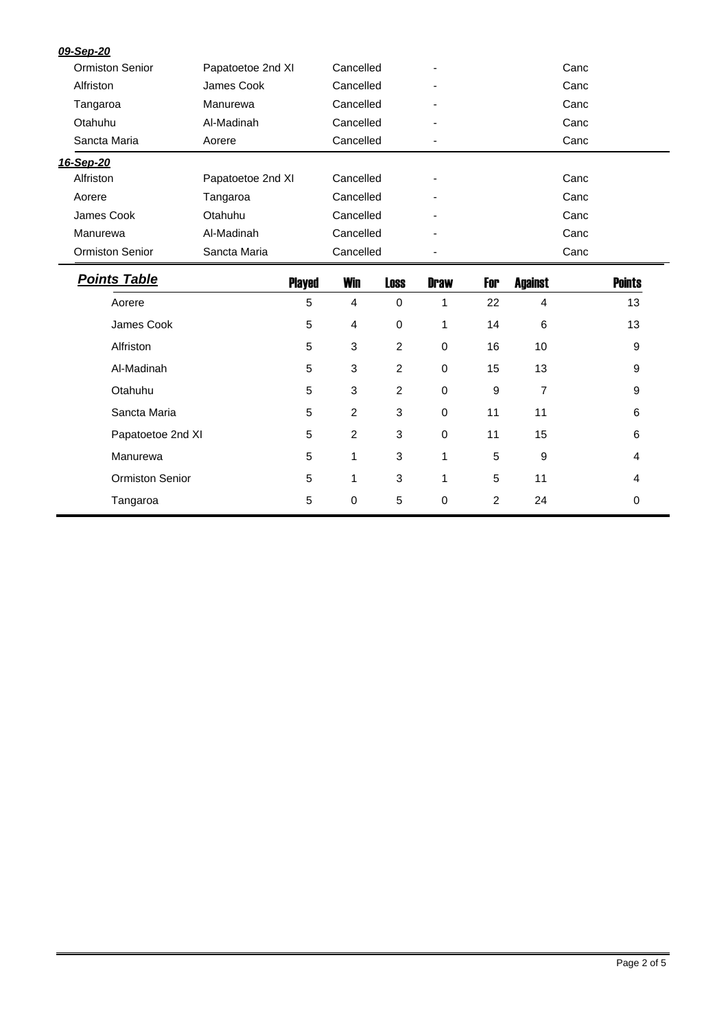***09-Sep-20***

| | | | | |
|---|---|---|---|---|
| Ormiston Senior | Papatoetoe 2nd XI | Cancelled | - | Canc |
| Alfriston | James Cook | Cancelled | - | Canc |
| Tangaroa | Manurewa | Cancelled | - | Canc |
| Otahuhu | Al-Madinah | Cancelled | - | Canc |
| Sancta Maria | Aorere | Cancelled | - | Canc |

***16-Sep-20***

| | | | | |
|---|---|---|---|---|
| Alfriston | Papatoetoe 2nd XI | Cancelled | - | Canc |
| Aorere | Tangaroa | Cancelled | - | Canc |
| James Cook | Otahuhu | Cancelled | - | Canc |
| Manurewa | Al-Madinah | Cancelled | - | Canc |
| Ormiston Senior | Sancta Maria | Cancelled | - | Canc |

***Points Table***

| | Played | Win | Loss | Draw | For | Against | Points |
|---|---|---|---|---|---|---|---|
| Aorere | 5 | 4 | 0 | 1 | 22 | 4 | 13 |
| James Cook | 5 | 4 | 0 | 1 | 14 | 6 | 13 |
| Alfriston | 5 | 3 | 2 | 0 | 16 | 10 | 9 |
| Al-Madinah | 5 | 3 | 2 | 0 | 15 | 13 | 9 |
| Otahuhu | 5 | 3 | 2 | 0 | 9 | 7 | 9 |
| Sancta Maria | 5 | 2 | 3 | 0 | 11 | 11 | 6 |
| Papatoetoe 2nd XI | 5 | 2 | 3 | 0 | 11 | 15 | 6 |
| Manurewa | 5 | 1 | 3 | 1 | 5 | 9 | 4 |
| Ormiston Senior | 5 | 1 | 3 | 1 | 5 | 11 | 4 |
| Tangaroa | 5 | 0 | 5 | 0 | 2 | 24 | 0 |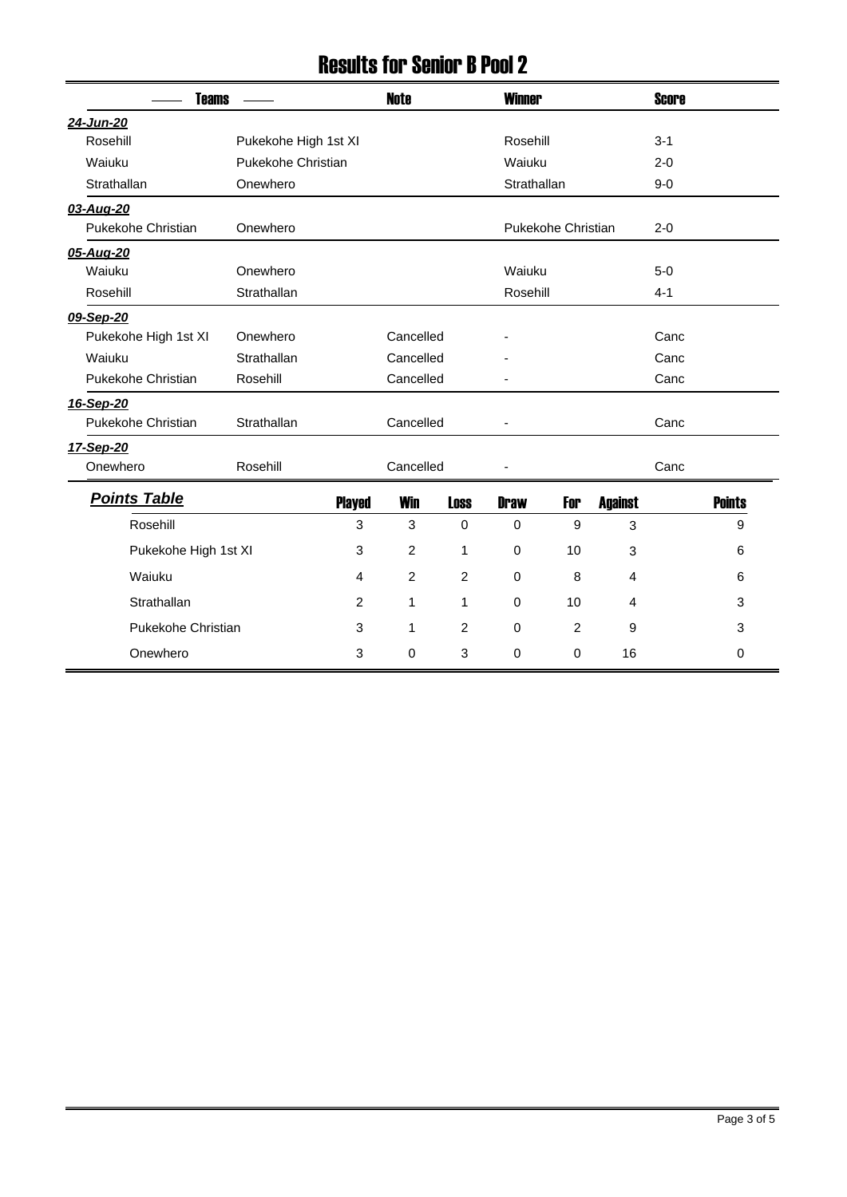# Results for Senior B Pool 2

| Teams | | Note | Winner | Score |
|---|---|---|---|---|
| ***24-Jun-20*** | | | | |
| Rosehill | Pukekohe High 1st XI | | Rosehill | 3-1 |
| Waiuku | Pukekohe Christian | | Waiuku | 2-0 |
| Strathallan | Onewhero | | Strathallan | 9-0 |
| ***03-Aug-20*** | | | | |
| Pukekohe Christian | Onewhero | | Pukekohe Christian | 2-0 |
| ***05-Aug-20*** | | | | |
| Waiuku | Onewhero | | Waiuku | 5-0 |
| Rosehill | Strathallan | | Rosehill | 4-1 |
| ***09-Sep-20*** | | | | |
| Pukekohe High 1st XI | Onewhero | Cancelled | - | Canc |
| Waiuku | Strathallan | Cancelled | - | Canc |
| Pukekohe Christian | Rosehill | Cancelled | - | Canc |
| ***16-Sep-20*** | | | | |
| Pukekohe Christian | Strathallan | Cancelled | - | Canc |
| ***17-Sep-20*** | | | | |
| Onewhero | Rosehill | Cancelled | - | Canc |

## ***Points Table***

| Team | Played | Win | Loss | Draw | For | Against | Points |
|---|---|---|---|---|---|---|---|
| Rosehill | 3 | 3 | 0 | 0 | 9 | 3 | 9 |
| Pukekohe High 1st XI | 3 | 2 | 1 | 0 | 10 | 3 | 6 |
| Waiuku | 4 | 2 | 2 | 0 | 8 | 4 | 6 |
| Strathallan | 2 | 1 | 1 | 0 | 10 | 4 | 3 |
| Pukekohe Christian | 3 | 1 | 2 | 0 | 2 | 9 | 3 |
| Onewhero | 3 | 0 | 3 | 0 | 0 | 16 | 0 |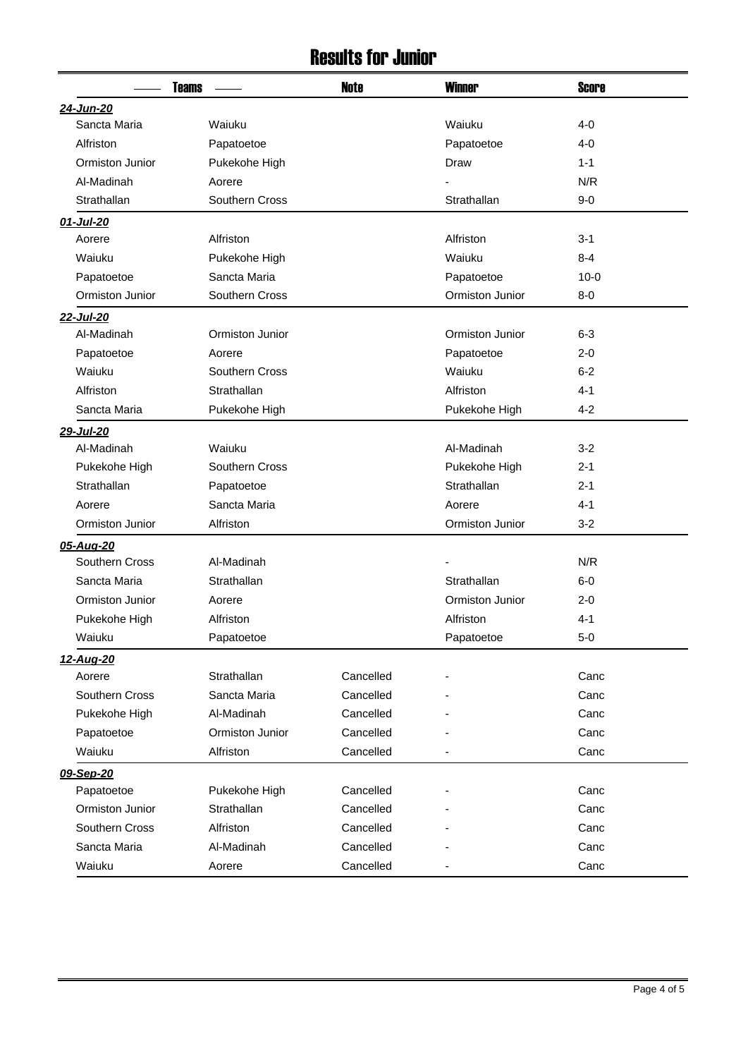# Results for Junior

| Teams | | Note | Winner | Score |
|---|---|---|---|---|
| ***24-Jun-20*** | | | | |
| Sancta Maria | Waiuku | | Waiuku | 4-0 |
| Alfriston | Papatoetoe | | Papatoetoe | 4-0 |
| Ormiston Junior | Pukekohe High | | Draw | 1-1 |
| Al-Madinah | Aorere | | - | N/R |
| Strathallan | Southern Cross | | Strathallan | 9-0 |
| ***01-Jul-20*** | | | | |
| Aorere | Alfriston | | Alfriston | 3-1 |
| Waiuku | Pukekohe High | | Waiuku | 8-4 |
| Papatoetoe | Sancta Maria | | Papatoetoe | 10-0 |
| Ormiston Junior | Southern Cross | | Ormiston Junior | 8-0 |
| ***22-Jul-20*** | | | | |
| Al-Madinah | Ormiston Junior | | Ormiston Junior | 6-3 |
| Papatoetoe | Aorere | | Papatoetoe | 2-0 |
| Waiuku | Southern Cross | | Waiuku | 6-2 |
| Alfriston | Strathallan | | Alfriston | 4-1 |
| Sancta Maria | Pukekohe High | | Pukekohe High | 4-2 |
| ***29-Jul-20*** | | | | |
| Al-Madinah | Waiuku | | Al-Madinah | 3-2 |
| Pukekohe High | Southern Cross | | Pukekohe High | 2-1 |
| Strathallan | Papatoetoe | | Strathallan | 2-1 |
| Aorere | Sancta Maria | | Aorere | 4-1 |
| Ormiston Junior | Alfriston | | Ormiston Junior | 3-2 |
| ***05-Aug-20*** | | | | |
| Southern Cross | Al-Madinah | | - | N/R |
| Sancta Maria | Strathallan | | Strathallan | 6-0 |
| Ormiston Junior | Aorere | | Ormiston Junior | 2-0 |
| Pukekohe High | Alfriston | | Alfriston | 4-1 |
| Waiuku | Papatoetoe | | Papatoetoe | 5-0 |
| ***12-Aug-20*** | | | | |
| Aorere | Strathallan | Cancelled | - | Canc |
| Southern Cross | Sancta Maria | Cancelled | - | Canc |
| Pukekohe High | Al-Madinah | Cancelled | - | Canc |
| Papatoetoe | Ormiston Junior | Cancelled | - | Canc |
| Waiuku | Alfriston | Cancelled | - | Canc |
| ***09-Sep-20*** | | | | |
| Papatoetoe | Pukekohe High | Cancelled | - | Canc |
| Ormiston Junior | Strathallan | Cancelled | - | Canc |
| Southern Cross | Alfriston | Cancelled | - | Canc |
| Sancta Maria | Al-Madinah | Cancelled | - | Canc |
| Waiuku | Aorere | Cancelled | - | Canc |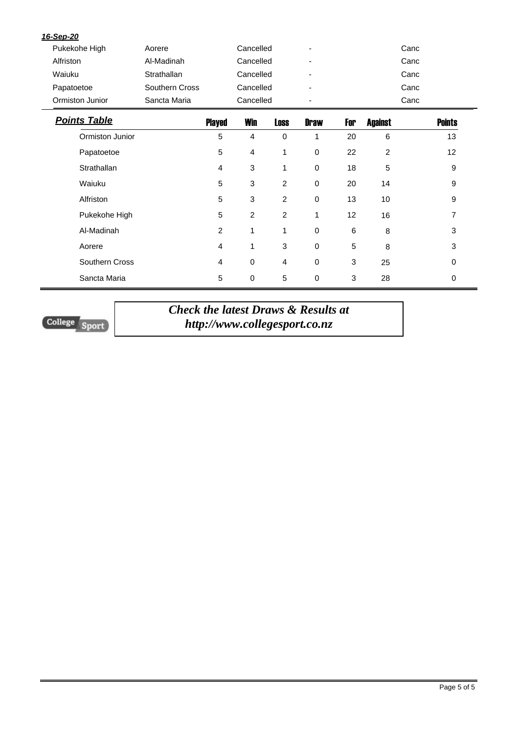***16-Sep-20***

| | | | | |
|---|---|---|---|---|
| Pukekohe High | Aorere | Cancelled | - | Canc |
| Alfriston | Al-Madinah | Cancelled | - | Canc |
| Waiuku | Strathallan | Cancelled | - | Canc |
| Papatoetoe | Southern Cross | Cancelled | - | Canc |
| Ormiston Junior | Sancta Maria | Cancelled | - | Canc |

***Points Table***

| | Played | Win | Loss | Draw | For | Against | Points |
|---|---|---|---|---|---|---|---|
| Ormiston Junior | 5 | 4 | 0 | 1 | 20 | 6 | 13 |
| Papatoetoe | 5 | 4 | 1 | 0 | 22 | 2 | 12 |
| Strathallan | 4 | 3 | 1 | 0 | 18 | 5 | 9 |
| Waiuku | 5 | 3 | 2 | 0 | 20 | 14 | 9 |
| Alfriston | 5 | 3 | 2 | 0 | 13 | 10 | 9 |
| Pukekohe High | 5 | 2 | 2 | 1 | 12 | 16 | 7 |
| Al-Madinah | 2 | 1 | 1 | 0 | 6 | 8 | 3 |
| Aorere | 4 | 1 | 3 | 0 | 5 | 8 | 3 |
| Southern Cross | 4 | 0 | 4 | 0 | 3 | 25 | 0 |
| Sancta Maria | 5 | 0 | 5 | 0 | 3 | 28 | 0 |

College Sport

***Check the latest Draws & Results at***
***http://www.collegesport.co.nz***